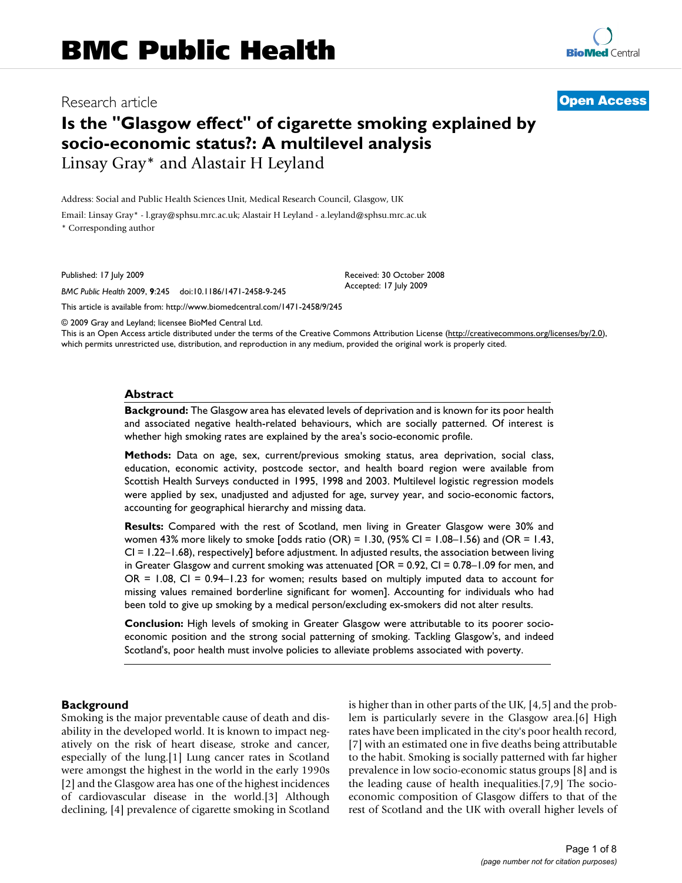Research article

**Open Access**

# Is the "Glasgow effect" of cigarette smoking explained by socio-economic status?: A multilevel analysis

Linsay Gray* and Alastair H Leyland

Address: Social and Public Health Sciences Unit, Medical Research Council, Glasgow, UK

Email: Linsay Gray* - l.gray@sphsu.mrc.ac.uk; Alastair H Leyland - a.leyland@sphsu.mrc.ac.uk

* Corresponding author

Published: 17 July 2009

*BMC Public Health* 2009, **9**:245 doi:10.1186/1471-2458-9-245

Received: 30 October 2008
Accepted: 17 July 2009

This article is available from: http://www.biomedcentral.com/1471-2458/9/245

© 2009 Gray and Leyland; licensee BioMed Central Ltd.

This is an Open Access article distributed under the terms of the Creative Commons Attribution License (http://creativecommons.org/licenses/by/2.0), which permits unrestricted use, distribution, and reproduction in any medium, provided the original work is properly cited.

## Abstract

**Background:** The Glasgow area has elevated levels of deprivation and is known for its poor health and associated negative health-related behaviours, which are socially patterned. Of interest is whether high smoking rates are explained by the area's socio-economic profile.

**Methods:** Data on age, sex, current/previous smoking status, area deprivation, social class, education, economic activity, postcode sector, and health board region were available from Scottish Health Surveys conducted in 1995, 1998 and 2003. Multilevel logistic regression models were applied by sex, unadjusted and adjusted for age, survey year, and socio-economic factors, accounting for geographical hierarchy and missing data.

**Results:** Compared with the rest of Scotland, men living in Greater Glasgow were 30% and women 43% more likely to smoke [odds ratio (OR) = 1.30, (95% CI = 1.08–1.56) and (OR = 1.43, CI = 1.22–1.68), respectively] before adjustment. In adjusted results, the association between living in Greater Glasgow and current smoking was attenuated [OR = 0.92, CI = 0.78–1.09 for men, and OR = 1.08, CI = 0.94–1.23 for women; results based on multiply imputed data to account for missing values remained borderline significant for women]. Accounting for individuals who had been told to give up smoking by a medical person/excluding ex-smokers did not alter results.

**Conclusion:** High levels of smoking in Greater Glasgow were attributable to its poorer socio-economic position and the strong social patterning of smoking. Tackling Glasgow's, and indeed Scotland's, poor health must involve policies to alleviate problems associated with poverty.

## Background

Smoking is the major preventable cause of death and disability in the developed world. It is known to impact negatively on the risk of heart disease, stroke and cancer, especially of the lung.[1] Lung cancer rates in Scotland were amongst the highest in the world in the early 1990s [2] and the Glasgow area has one of the highest incidences of cardiovascular disease in the world.[3] Although declining, [4] prevalence of cigarette smoking in Scotland is higher than in other parts of the UK, [4,5] and the problem is particularly severe in the Glasgow area.[6] High rates have been implicated in the city's poor health record, [7] with an estimated one in five deaths being attributable to the habit. Smoking is socially patterned with far higher prevalence in low socio-economic status groups [8] and is the leading cause of health inequalities.[7,9] The socio-economic composition of Glasgow differs to that of the rest of Scotland and the UK with overall higher levels of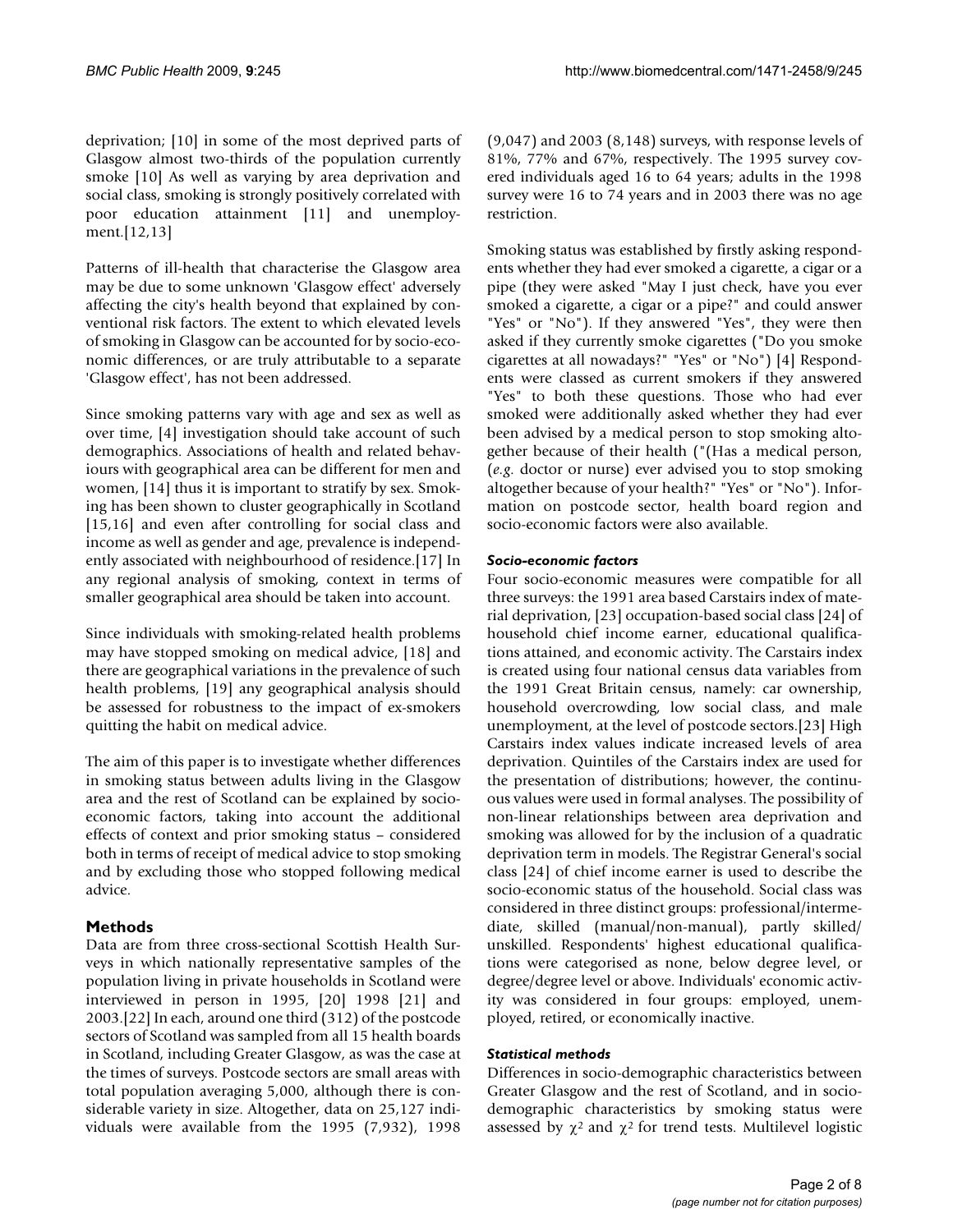deprivation; [10] in some of the most deprived parts of Glasgow almost two-thirds of the population currently smoke [10] As well as varying by area deprivation and social class, smoking is strongly positively correlated with poor education attainment [11] and unemployment.[12,13]

Patterns of ill-health that characterise the Glasgow area may be due to some unknown 'Glasgow effect' adversely affecting the city's health beyond that explained by conventional risk factors. The extent to which elevated levels of smoking in Glasgow can be accounted for by socio-economic differences, or are truly attributable to a separate 'Glasgow effect', has not been addressed.

Since smoking patterns vary with age and sex as well as over time, [4] investigation should take account of such demographics. Associations of health and related behaviours with geographical area can be different for men and women, [14] thus it is important to stratify by sex. Smoking has been shown to cluster geographically in Scotland [15,16] and even after controlling for social class and income as well as gender and age, prevalence is independently associated with neighbourhood of residence.[17] In any regional analysis of smoking, context in terms of smaller geographical area should be taken into account.

Since individuals with smoking-related health problems may have stopped smoking on medical advice, [18] and there are geographical variations in the prevalence of such health problems, [19] any geographical analysis should be assessed for robustness to the impact of ex-smokers quitting the habit on medical advice.

The aim of this paper is to investigate whether differences in smoking status between adults living in the Glasgow area and the rest of Scotland can be explained by socio-economic factors, taking into account the additional effects of context and prior smoking status – considered both in terms of receipt of medical advice to stop smoking and by excluding those who stopped following medical advice.

## Methods

Data are from three cross-sectional Scottish Health Surveys in which nationally representative samples of the population living in private households in Scotland were interviewed in person in 1995, [20] 1998 [21] and 2003.[22] In each, around one third (312) of the postcode sectors of Scotland was sampled from all 15 health boards in Scotland, including Greater Glasgow, as was the case at the times of surveys. Postcode sectors are small areas with total population averaging 5,000, although there is considerable variety in size. Altogether, data on 25,127 individuals were available from the 1995 (7,932), 1998 (9,047) and 2003 (8,148) surveys, with response levels of 81%, 77% and 67%, respectively. The 1995 survey covered individuals aged 16 to 64 years; adults in the 1998 survey were 16 to 74 years and in 2003 there was no age restriction.

Smoking status was established by firstly asking respondents whether they had ever smoked a cigarette, a cigar or a pipe (they were asked "May I just check, have you ever smoked a cigarette, a cigar or a pipe?" and could answer "Yes" or "No"). If they answered "Yes", they were then asked if they currently smoke cigarettes ("Do you smoke cigarettes at all nowadays?" "Yes" or "No") [4] Respondents were classed as current smokers if they answered "Yes" to both these questions. Those who had ever smoked were additionally asked whether they had ever been advised by a medical person to stop smoking altogether because of their health ("(Has a medical person, (*e.g.* doctor or nurse) ever advised you to stop smoking altogether because of your health?" "Yes" or "No"). Information on postcode sector, health board region and socio-economic factors were also available.

### *Socio-economic factors*

Four socio-economic measures were compatible for all three surveys: the 1991 area based Carstairs index of material deprivation, [23] occupation-based social class [24] of household chief income earner, educational qualifications attained, and economic activity. The Carstairs index is created using four national census data variables from the 1991 Great Britain census, namely: car ownership, household overcrowding, low social class, and male unemployment, at the level of postcode sectors.[23] High Carstairs index values indicate increased levels of area deprivation. Quintiles of the Carstairs index are used for the presentation of distributions; however, the continuous values were used in formal analyses. The possibility of non-linear relationships between area deprivation and smoking was allowed for by the inclusion of a quadratic deprivation term in models. The Registrar General's social class [24] of chief income earner is used to describe the socio-economic status of the household. Social class was considered in three distinct groups: professional/intermediate, skilled (manual/non-manual), partly skilled/unskilled. Respondents' highest educational qualifications were categorised as none, below degree level, or degree/degree level or above. Individuals' economic activity was considered in four groups: employed, unemployed, retired, or economically inactive.

### *Statistical methods*

Differences in socio-demographic characteristics between Greater Glasgow and the rest of Scotland, and in socio-demographic characteristics by smoking status were assessed by $\chi^2$ and $\chi^2$ for trend tests. Multilevel logistic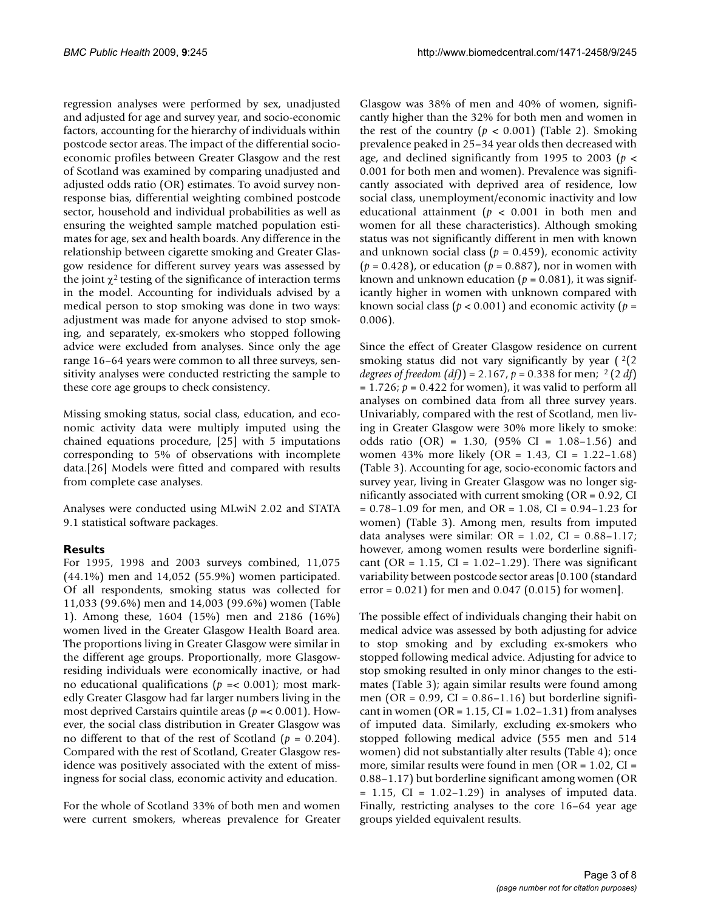regression analyses were performed by sex, unadjusted and adjusted for age and survey year, and socio-economic factors, accounting for the hierarchy of individuals within postcode sector areas. The impact of the differential socio-economic profiles between Greater Glasgow and the rest of Scotland was examined by comparing unadjusted and adjusted odds ratio (OR) estimates. To avoid survey non-response bias, differential weighting combined postcode sector, household and individual probabilities as well as ensuring the weighted sample matched population estimates for age, sex and health boards. Any difference in the relationship between cigarette smoking and Greater Glasgow residence for different survey years was assessed by the joint $\chi^2$ testing of the significance of interaction terms in the model. Accounting for individuals advised by a medical person to stop smoking was done in two ways: adjustment was made for anyone advised to stop smoking, and separately, ex-smokers who stopped following advice were excluded from analyses. Since only the age range 16–64 years were common to all three surveys, sensitivity analyses were conducted restricting the sample to these core age groups to check consistency.

Missing smoking status, social class, education, and economic activity data were multiply imputed using the chained equations procedure, [25] with 5 imputations corresponding to 5% of observations with incomplete data.[26] Models were fitted and compared with results from complete case analyses.

Analyses were conducted using MLwiN 2.02 and STATA 9.1 statistical software packages.

## Results

For 1995, 1998 and 2003 surveys combined, 11,075 (44.1%) men and 14,052 (55.9%) women participated. Of all respondents, smoking status was collected for 11,033 (99.6%) men and 14,003 (99.6%) women (Table 1). Among these, 1604 (15%) men and 2186 (16%) women lived in the Greater Glasgow Health Board area. The proportions living in Greater Glasgow were similar in the different age groups. Proportionally, more Glasgow-residing individuals were economically inactive, or had no educational qualifications ($p$ =< 0.001); most markedly Greater Glasgow had far larger numbers living in the most deprived Carstairs quintile areas ($p$ =< 0.001). However, the social class distribution in Greater Glasgow was no different to that of the rest of Scotland ($p$ = 0.204). Compared with the rest of Scotland, Greater Glasgow residence was positively associated with the extent of missingness for social class, economic activity and education.

For the whole of Scotland 33% of both men and women were current smokers, whereas prevalence for Greater Glasgow was 38% of men and 40% of women, significantly higher than the 32% for both men and women in the rest of the country ($p < 0.001$) (Table 2). Smoking prevalence peaked in 25–34 year olds then decreased with age, and declined significantly from 1995 to 2003 ($p <$ 0.001 for both men and women). Prevalence was significantly associated with deprived area of residence, low social class, unemployment/economic inactivity and low educational attainment ($p < 0.001$ in both men and women for all these characteristics). Although smoking status was not significantly different in men with known and unknown social class ($p$ = 0.459), economic activity ($p$ = 0.428), or education ($p$ = 0.887), nor in women with known and unknown education ($p$ = 0.081), it was significantly higher in women with unknown compared with known social class ($p < 0.001$) and economic activity ($p$ = 0.006).

Since the effect of Greater Glasgow residence on current smoking status did not vary significantly by year ( $^2$(2 *degrees of freedom (df)*) = 2.167, $p$ = 0.338 for men; $^2$ (2 *df*) = 1.726; $p$ = 0.422 for women), it was valid to perform all analyses on combined data from all three survey years. Univariably, compared with the rest of Scotland, men living in Greater Glasgow were 30% more likely to smoke: odds ratio (OR) = 1.30, (95% CI = 1.08–1.56) and women 43% more likely (OR = 1.43, CI = 1.22–1.68) (Table 3). Accounting for age, socio-economic factors and survey year, living in Greater Glasgow was no longer significantly associated with current smoking (OR = 0.92, CI = 0.78–1.09 for men, and OR = 1.08, CI = 0.94–1.23 for women) (Table 3). Among men, results from imputed data analyses were similar: OR = 1.02, CI = 0.88–1.17; however, among women results were borderline significant (OR = 1.15, CI = 1.02–1.29). There was significant variability between postcode sector areas [0.100 (standard error = 0.021) for men and 0.047 (0.015) for women].

The possible effect of individuals changing their habit on medical advice was assessed by both adjusting for advice to stop smoking and by excluding ex-smokers who stopped following medical advice. Adjusting for advice to stop smoking resulted in only minor changes to the estimates (Table 3); again similar results were found among men (OR = 0.99, CI = 0.86–1.16) but borderline significant in women (OR = 1.15, CI = 1.02–1.31) from analyses of imputed data. Similarly, excluding ex-smokers who stopped following medical advice (555 men and 514 women) did not substantially alter results (Table 4); once more, similar results were found in men (OR = 1.02, CI = 0.88–1.17) but borderline significant among women (OR = 1.15, CI = 1.02–1.29) in analyses of imputed data. Finally, restricting analyses to the core 16–64 year age groups yielded equivalent results.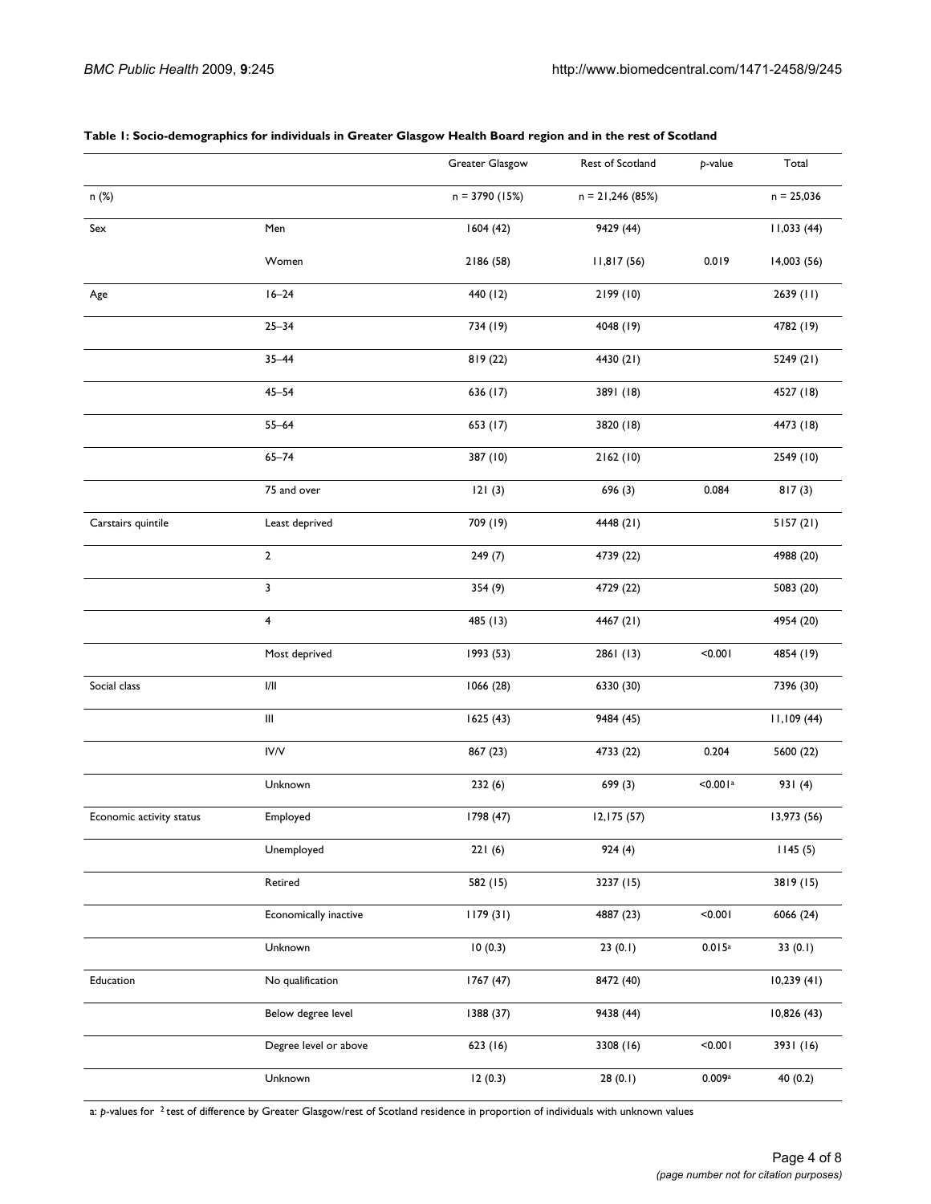**Table 1: Socio-demographics for individuals in Greater Glasgow Health Board region and in the rest of Scotland**

| | | Greater Glasgow | Rest of Scotland | *p*-value | Total |
|---|---|---|---|---|---|
| n (%) | | n = 3790 (15%) | n = 21,246 (85%) | | n = 25,036 |
| Sex | Men | 1604 (42) | 9429 (44) | | 11,033 (44) |
| | Women | 2186 (58) | 11,817 (56) | 0.019 | 14,003 (56) |
| Age | 16–24 | 440 (12) | 2199 (10) | | 2639 (11) |
| | 25–34 | 734 (19) | 4048 (19) | | 4782 (19) |
| | 35–44 | 819 (22) | 4430 (21) | | 5249 (21) |
| | 45–54 | 636 (17) | 3891 (18) | | 4527 (18) |
| | 55–64 | 653 (17) | 3820 (18) | | 4473 (18) |
| | 65–74 | 387 (10) | 2162 (10) | | 2549 (10) |
| | 75 and over | 121 (3) | 696 (3) | 0.084 | 817 (3) |
| Carstairs quintile | Least deprived | 709 (19) | 4448 (21) | | 5157 (21) |
| | 2 | 249 (7) | 4739 (22) | | 4988 (20) |
| | 3 | 354 (9) | 4729 (22) | | 5083 (20) |
| | 4 | 485 (13) | 4467 (21) | | 4954 (20) |
| | Most deprived | 1993 (53) | 2861 (13) | <0.001 | 4854 (19) |
| Social class | I/II | 1066 (28) | 6330 (30) | | 7396 (30) |
| | III | 1625 (43) | 9484 (45) | | 11,109 (44) |
| | IV/V | 867 (23) | 4733 (22) | 0.204 | 5600 (22) |
| | Unknown | 232 (6) | 699 (3) | <0.001[a] | 931 (4) |
| Economic activity status | Employed | 1798 (47) | 12,175 (57) | | 13,973 (56) |
| | Unemployed | 221 (6) | 924 (4) | | 1145 (5) |
| | Retired | 582 (15) | 3237 (15) | | 3819 (15) |
| | Economically inactive | 1179 (31) | 4887 (23) | <0.001 | 6066 (24) |
| | Unknown | 10 (0.3) | 23 (0.1) | 0.015[a] | 33 (0.1) |
| Education | No qualification | 1767 (47) | 8472 (40) | | 10,239 (41) |
| | Below degree level | 1388 (37) | 9438 (44) | | 10,826 (43) |
| | Degree level or above | 623 (16) | 3308 (16) | <0.001 | 3931 (16) |
| | Unknown | 12 (0.3) | 28 (0.1) | 0.009[a] | 40 (0.2) |

a: *p*-values for $\chi^2$ test of difference by Greater Glasgow/rest of Scotland residence in proportion of individuals with unknown values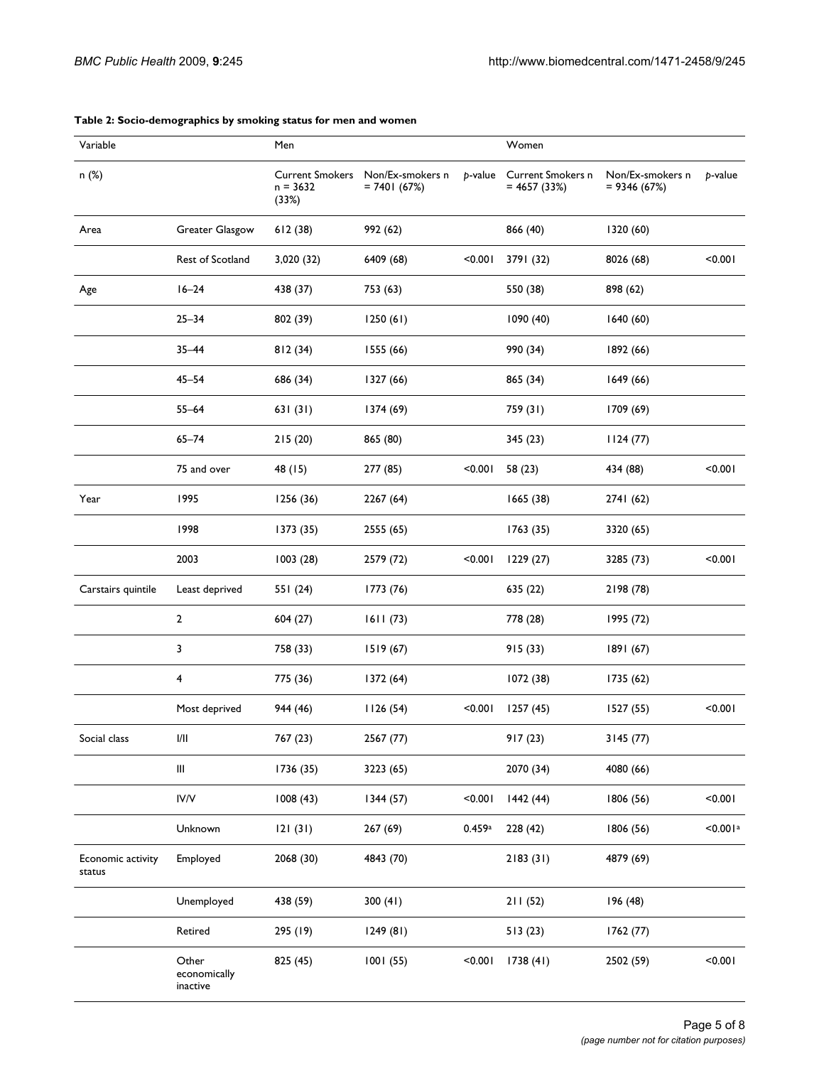**Table 2: Socio-demographics by smoking status for men and women**

| Variable | | Men | | | Women | | |
|---|---|---|---|---|---|---|---|
| n (%) | | Current Smokers n = 3632 (33%) | Non/Ex-smokers n = 7401 (67%) | *p*-value | Current Smokers n = 4657 (33%) | Non/Ex-smokers n = 9346 (67%) | *p*-value |
| Area | Greater Glasgow | 612 (38) | 992 (62) | | 866 (40) | 1320 (60) | |
| | Rest of Scotland | 3,020 (32) | 6409 (68) | <0.001 | 3791 (32) | 8026 (68) | <0.001 |
| Age | 16–24 | 438 (37) | 753 (63) | | 550 (38) | 898 (62) | |
| | 25–34 | 802 (39) | 1250 (61) | | 1090 (40) | 1640 (60) | |
| | 35–44 | 812 (34) | 1555 (66) | | 990 (34) | 1892 (66) | |
| | 45–54 | 686 (34) | 1327 (66) | | 865 (34) | 1649 (66) | |
| | 55–64 | 631 (31) | 1374 (69) | | 759 (31) | 1709 (69) | |
| | 65–74 | 215 (20) | 865 (80) | | 345 (23) | 1124 (77) | |
| | 75 and over | 48 (15) | 277 (85) | <0.001 | 58 (23) | 434 (88) | <0.001 |
| Year | 1995 | 1256 (36) | 2267 (64) | | 1665 (38) | 2741 (62) | |
| | 1998 | 1373 (35) | 2555 (65) | | 1763 (35) | 3320 (65) | |
| | 2003 | 1003 (28) | 2579 (72) | <0.001 | 1229 (27) | 3285 (73) | <0.001 |
| Carstairs quintile | Least deprived | 551 (24) | 1773 (76) | | 635 (22) | 2198 (78) | |
| | 2 | 604 (27) | 1611 (73) | | 778 (28) | 1995 (72) | |
| | 3 | 758 (33) | 1519 (67) | | 915 (33) | 1891 (67) | |
| | 4 | 775 (36) | 1372 (64) | | 1072 (38) | 1735 (62) | |
| | Most deprived | 944 (46) | 1126 (54) | <0.001 | 1257 (45) | 1527 (55) | <0.001 |
| Social class | I/II | 767 (23) | 2567 (77) | | 917 (23) | 3145 (77) | |
| | III | 1736 (35) | 3223 (65) | | 2070 (34) | 4080 (66) | |
| | IV/V | 1008 (43) | 1344 (57) | <0.001 | 1442 (44) | 1806 (56) | <0.001 |
| | Unknown | 121 (31) | 267 (69) | 0.459[a] | 228 (42) | 1806 (56) | <0.001[a] |
| Economic activity status | Employed | 2068 (30) | 4843 (70) | | 2183 (31) | 4879 (69) | |
| | Unemployed | 438 (59) | 300 (41) | | 211 (52) | 196 (48) | |
| | Retired | 295 (19) | 1249 (81) | | 513 (23) | 1762 (77) | |
| | Other economically inactive | 825 (45) | 1001 (55) | <0.001 | 1738 (41) | 2502 (59) | <0.001 |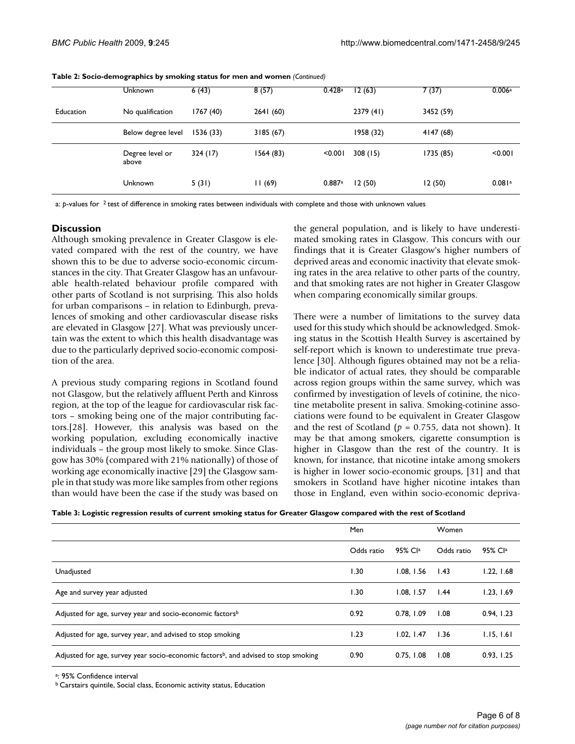**Table 2: Socio-demographics by smoking status for men and women** *(Continued)*

| | | | | | | | |
|---|---|---|---|---|---|---|---|
| | Unknown | 6 (43) | 8 (57) | 0.428[a] | 12 (63) | 7 (37) | 0.006[a] |
| Education | No qualification | 1767 (40) | 2641 (60) | | 2379 (41) | 3452 (59) | |
| | Below degree level | 1536 (33) | 3185 (67) | | 1958 (32) | 4147 (68) | |
| | Degree level or above | 324 (17) | 1564 (83) | <0.001 | 308 (15) | 1735 (85) | <0.001 |
| | Unknown | 5 (31) | 11 (69) | 0.887[a] | 12 (50) | 12 (50) | 0.081[a] |

a: *p*-values for $\chi^2$ test of difference in smoking rates between individuals with complete and those with unknown values

## Discussion

Although smoking prevalence in Greater Glasgow is elevated compared with the rest of the country, we have shown this to be due to adverse socio-economic circumstances in the city. That Greater Glasgow has an unfavourable health-related behaviour profile compared with other parts of Scotland is not surprising. This also holds for urban comparisons – in relation to Edinburgh, prevalences of smoking and other cardiovascular disease risks are elevated in Glasgow [27]. What was previously uncertain was the extent to which this health disadvantage was due to the particularly deprived socio-economic composition of the area.

A previous study comparing regions in Scotland found not Glasgow, but the relatively affluent Perth and Kinross region, at the top of the league for cardiovascular risk factors – smoking being one of the major contributing factors.[28]. However, this analysis was based on the working population, excluding economically inactive individuals – the group most likely to smoke. Since Glasgow has 30% (compared with 21% nationally) of those of working age economically inactive [29] the Glasgow sample in that study was more like samples from other regions than would have been the case if the study was based on the general population, and is likely to have underestimated smoking rates in Glasgow. This concurs with our findings that it is Greater Glasgow's higher numbers of deprived areas and economic inactivity that elevate smoking rates in the area relative to other parts of the country, and that smoking rates are not higher in Greater Glasgow when comparing economically similar groups.

There were a number of limitations to the survey data used for this study which should be acknowledged. Smoking status in the Scottish Health Survey is ascertained by self-report which is known to underestimate true prevalence [30]. Although figures obtained may not be a reliable indicator of actual rates, they should be comparable across region groups within the same survey, which was confirmed by investigation of levels of cotinine, the nicotine metabolite present in saliva. Smoking-cotinine associations were found to be equivalent in Greater Glasgow and the rest of Scotland ($p = 0.755$, data not shown). It may be that among smokers, cigarette consumption is higher in Glasgow than the rest of the country. It is known, for instance, that nicotine intake among smokers is higher in lower socio-economic groups, [31] and that smokers in Scotland have higher nicotine intakes than those in England, even within socio-economic depriva-

**Table 3: Logistic regression results of current smoking status for Greater Glasgow compared with the rest of Scotland**

| | Men | | Women | |
|---|---|---|---|---|
| | Odds ratio | 95% CI[a] | Odds ratio | 95% CI[a] |
| Unadjusted | 1.30 | 1.08, 1.56 | 1.43 | 1.22, 1.68 |
| Age and survey year adjusted | 1.30 | 1.08, 1.57 | 1.44 | 1.23, 1.69 |
| Adjusted for age, survey year and socio-economic factors[b] | 0.92 | 0.78, 1.09 | 1.08 | 0.94, 1.23 |
| Adjusted for age, survey year, and advised to stop smoking | 1.23 | 1.02, 1.47 | 1.36 | 1.15, 1.61 |
| Adjusted for age, survey year socio-economic factors[b], and advised to stop smoking | 0.90 | 0.75, 1.08 | 1.08 | 0.93, 1.25 |

[a]: 95% Confidence interval
[b] Carstairs quintile, Social class, Economic activity status, Education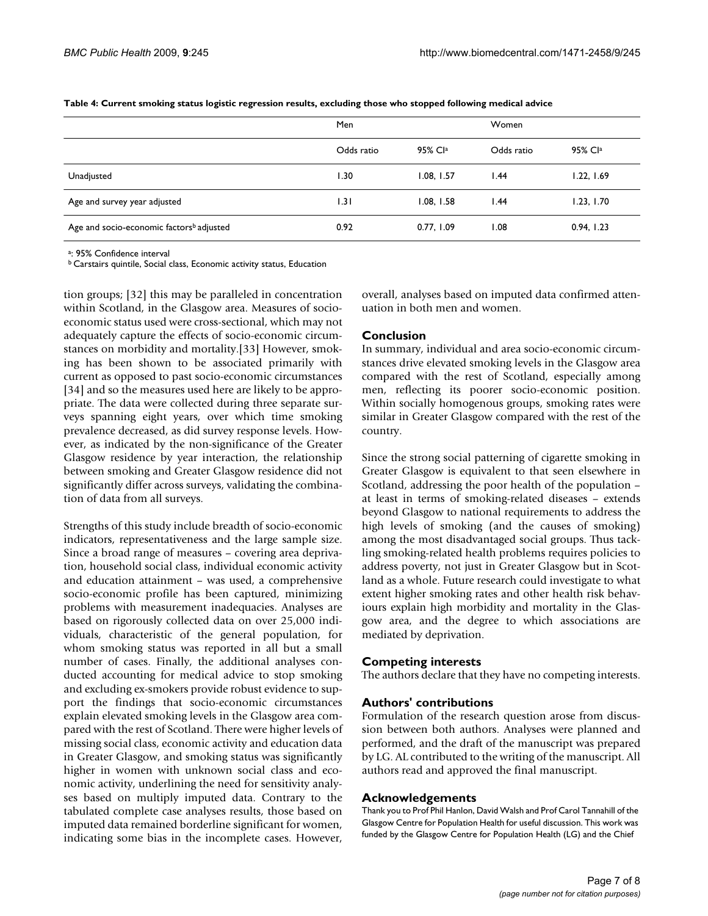**Table 4: Current smoking status logistic regression results, excluding those who stopped following medical advice**

| | Men | | Women | |
|---|---|---|---|---|
| | Odds ratio | 95% CI[a] | Odds ratio | 95% CI[a] |
| Unadjusted | 1.30 | 1.08, 1.57 | 1.44 | 1.22, 1.69 |
| Age and survey year adjusted | 1.31 | 1.08, 1.58 | 1.44 | 1.23, 1.70 |
| Age and socio-economic factors[b] adjusted | 0.92 | 0.77, 1.09 | 1.08 | 0.94, 1.23 |

[a]: 95% Confidence interval
[b] Carstairs quintile, Social class, Economic activity status, Education

tion groups; [32] this may be paralleled in concentration within Scotland, in the Glasgow area. Measures of socio-economic status used were cross-sectional, which may not adequately capture the effects of socio-economic circumstances on morbidity and mortality.[33] However, smoking has been shown to be associated primarily with current as opposed to past socio-economic circumstances [34] and so the measures used here are likely to be appropriate. The data were collected during three separate surveys spanning eight years, over which time smoking prevalence decreased, as did survey response levels. However, as indicated by the non-significance of the Greater Glasgow residence by year interaction, the relationship between smoking and Greater Glasgow residence did not significantly differ across surveys, validating the combination of data from all surveys.

Strengths of this study include breadth of socio-economic indicators, representativeness and the large sample size. Since a broad range of measures – covering area deprivation, household social class, individual economic activity and education attainment – was used, a comprehensive socio-economic profile has been captured, minimizing problems with measurement inadequacies. Analyses are based on rigorously collected data on over 25,000 individuals, characteristic of the general population, for whom smoking status was reported in all but a small number of cases. Finally, the additional analyses conducted accounting for medical advice to stop smoking and excluding ex-smokers provide robust evidence to support the findings that socio-economic circumstances explain elevated smoking levels in the Glasgow area compared with the rest of Scotland. There were higher levels of missing social class, economic activity and education data in Greater Glasgow, and smoking status was significantly higher in women with unknown social class and economic activity, underlining the need for sensitivity analyses based on multiply imputed data. Contrary to the tabulated complete case analyses results, those based on imputed data remained borderline significant for women, indicating some bias in the incomplete cases. However, overall, analyses based on imputed data confirmed attenuation in both men and women.

## Conclusion

In summary, individual and area socio-economic circumstances drive elevated smoking levels in the Glasgow area compared with the rest of Scotland, especially among men, reflecting its poorer socio-economic position. Within socially homogenous groups, smoking rates were similar in Greater Glasgow compared with the rest of the country.

Since the strong social patterning of cigarette smoking in Greater Glasgow is equivalent to that seen elsewhere in Scotland, addressing the poor health of the population – at least in terms of smoking-related diseases – extends beyond Glasgow to national requirements to address the high levels of smoking (and the causes of smoking) among the most disadvantaged social groups. Thus tackling smoking-related health problems requires policies to address poverty, not just in Greater Glasgow but in Scotland as a whole. Future research could investigate to what extent higher smoking rates and other health risk behaviours explain high morbidity and mortality in the Glasgow area, and the degree to which associations are mediated by deprivation.

## Competing interests

The authors declare that they have no competing interests.

## Authors' contributions

Formulation of the research question arose from discussion between both authors. Analyses were planned and performed, and the draft of the manuscript was prepared by LG. AL contributed to the writing of the manuscript. All authors read and approved the final manuscript.

## Acknowledgements

Thank you to Prof Phil Hanlon, David Walsh and Prof Carol Tannahill of the Glasgow Centre for Population Health for useful discussion. This work was funded by the Glasgow Centre for Population Health (LG) and the Chief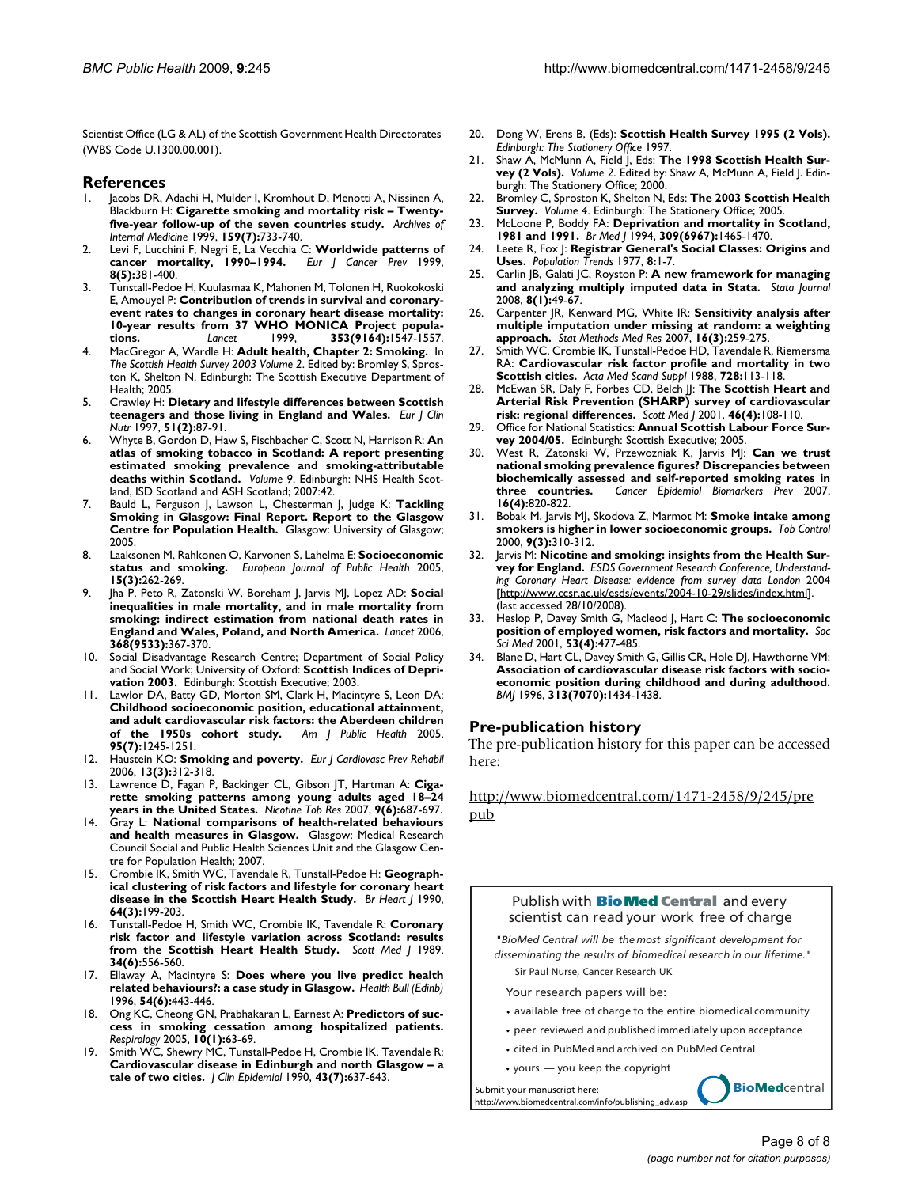Scientist Office (LG & AL) of the Scottish Government Health Directorates (WBS Code U.1300.00.001).

## References

1. Jacobs DR, Adachi H, Mulder I, Kromhout D, Menotti A, Nissinen A, Blackburn H: **Cigarette smoking and mortality risk – Twenty-five-year follow-up of the seven countries study.** *Archives of Internal Medicine* 1999, **159(7):**733-740.
2. Levi F, Lucchini F, Negri E, La Vecchia C: **Worldwide patterns of cancer mortality, 1990–1994.** *Eur J Cancer Prev* 1999, **8(5):**381-400.
3. Tunstall-Pedoe H, Kuulasmaa K, Mahonen M, Tolonen H, Ruokokoski E, Amouyel P: **Contribution of trends in survival and coronary-event rates to changes in coronary heart disease mortality: 10-year results from 37 WHO MONICA Project populations.** *Lancet* 1999, **353(9164):**1547-1557.
4. MacGregor A, Wardle H: **Adult health, Chapter 2: Smoking.** In *The Scottish Health Survey 2003 Volume 2*. Edited by: Bromley S, Sproston K, Shelton N. Edinburgh: The Scottish Executive Department of Health; 2005.
5. Crawley H: **Dietary and lifestyle differences between Scottish teenagers and those living in England and Wales.** *Eur J Clin Nutr* 1997, **51(2):**87-91.
6. Whyte B, Gordon D, Haw S, Fischbacher C, Scott N, Harrison R: **An atlas of smoking tobacco in Scotland: A report presenting estimated smoking prevalence and smoking-attributable deaths within Scotland.** *Volume 9*. Edinburgh: NHS Health Scotland, ISD Scotland and ASH Scotland; 2007:42.
7. Bauld L, Ferguson J, Lawson L, Chesterman J, Judge K: **Tackling Smoking in Glasgow: Final Report. Report to the Glasgow Centre for Population Health.** Glasgow: University of Glasgow; 2005.
8. Laaksonen M, Rahkonen O, Karvonen S, Lahelma E: **Socioeconomic status and smoking.** *European Journal of Public Health* 2005, **15(3):**262-269.
9. Jha P, Peto R, Zatonski W, Boreham J, Jarvis MJ, Lopez AD: **Social inequalities in male mortality, and in male mortality from smoking: indirect estimation from national death rates in England and Wales, Poland, and North America.** *Lancet* 2006, **368(9533):**367-370.
10. Social Disadvantage Research Centre; Department of Social Policy and Social Work; University of Oxford: **Scottish Indices of Deprivation 2003.** Edinburgh: Scottish Executive; 2003.
11. Lawlor DA, Batty GD, Morton SM, Clark H, Macintyre S, Leon DA: **Childhood socioeconomic position, educational attainment, and adult cardiovascular risk factors: the Aberdeen children of the 1950s cohort study.** *Am J Public Health* 2005, **95(7):**1245-1251.
12. Haustein KO: **Smoking and poverty.** *Eur J Cardiovasc Prev Rehabil* 2006, **13(3):**312-318.
13. Lawrence D, Fagan P, Backinger CL, Gibson JT, Hartman A: **Cigarette smoking patterns among young adults aged 18–24 years in the United States.** *Nicotine Tob Res* 2007, **9(6):**687-697.
14. Gray L: **National comparisons of health-related behaviours and health measures in Glasgow.** Glasgow: Medical Research Council Social and Public Health Sciences Unit and the Glasgow Centre for Population Health; 2007.
15. Crombie IK, Smith WC, Tavendale R, Tunstall-Pedoe H: **Geographical clustering of risk factors and lifestyle for coronary heart disease in the Scottish Heart Health Study.** *Br Heart J* 1990, **64(3):**199-203.
16. Tunstall-Pedoe H, Smith WC, Crombie IK, Tavendale R: **Coronary risk factor and lifestyle variation across Scotland: results from the Scottish Heart Health Study.** *Scott Med J* 1989, **34(6):**556-560.
17. Ellaway A, Macintyre S: **Does where you live predict health related behaviours?: a case study in Glasgow.** *Health Bull (Edinb)* 1996, **54(6):**443-446.
18. Ong KC, Cheong GN, Prabhakaran L, Earnest A: **Predictors of success in smoking cessation among hospitalized patients.** *Respirology* 2005, **10(1):**63-69.
19. Smith WC, Shewry MC, Tunstall-Pedoe H, Crombie IK, Tavendale R: **Cardiovascular disease in Edinburgh and north Glasgow – a tale of two cities.** *J Clin Epidemiol* 1990, **43(7):**637-643.
20. Dong W, Erens B, (Eds): **Scottish Health Survey 1995 (2 Vols).** *Edinburgh: The Stationery Office* 1997.
21. Shaw A, McMunn A, Field J, Eds: **The 1998 Scottish Health Survey (2 Vols).** *Volume 2*. Edited by: Shaw A, McMunn A, Field J. Edinburgh: The Stationery Office; 2000.
22. Bromley C, Sproston K, Shelton N, Eds: **The 2003 Scottish Health Survey.** *Volume 4*. Edinburgh: The Stationery Office; 2005.
23. McLoone P, Boddy FA: **Deprivation and mortality in Scotland, 1981 and 1991.** *Br Med J* 1994, **309(6967):**1465-1470.
24. Leete R, Fox J: **Registrar General's Social Classes: Origins and Uses.** *Population Trends* 1977, **8:**1-7.
25. Carlin JB, Galati JC, Royston P: **A new framework for managing and analyzing multiply imputed data in Stata.** *Stata Journal* 2008, **8(1):**49-67.
26. Carpenter JR, Kenward MG, White IR: **Sensitivity analysis after multiple imputation under missing at random: a weighting approach.** *Stat Methods Med Res* 2007, **16(3):**259-275.
27. Smith WC, Crombie IK, Tunstall-Pedoe HD, Tavendale R, Riemersma RA: **Cardiovascular risk factor profile and mortality in two Scottish cities.** *Acta Med Scand Suppl* 1988, **728:**113-118.
28. McEwan SR, Daly F, Forbes CD, Belch JJ: **The Scottish Heart and Arterial Risk Prevention (SHARP) survey of cardiovascular risk: regional differences.** *Scott Med J* 2001, **46(4):**108-110.
29. Office for National Statistics: **Annual Scottish Labour Force Survey 2004/05.** Edinburgh: Scottish Executive; 2005.
30. West R, Zatonski W, Przewozniak K, Jarvis MJ: **Can we trust national smoking prevalence figures? Discrepancies between biochemically assessed and self-reported smoking rates in three countries.** *Cancer Epidemiol Biomarkers Prev* 2007, **16(4):**820-822.
31. Bobak M, Jarvis MJ, Skodova Z, Marmot M: **Smoke intake among smokers is higher in lower socioeconomic groups.** *Tob Control* 2000, **9(3):**310-312.
32. Jarvis M: **Nicotine and smoking: insights from the Health Survey for England.** *ESDS Government Research Conference, Understanding Coronary Heart Disease: evidence from survey data London* 2004 [http://www.ccsr.ac.uk/esds/events/2004-10-29/slides/index.html]. (last accessed 28/10/2008).
33. Heslop P, Davey Smith G, Macleod J, Hart C: **The socioeconomic position of employed women, risk factors and mortality.** *Soc Sci Med* 2001, **53(4):**477-485.
34. Blane D, Hart CL, Davey Smith G, Gillis CR, Hole DJ, Hawthorne VM: **Association of cardiovascular disease risk factors with socioeconomic position during childhood and during adulthood.** *BMJ* 1996, **313(7070):**1434-1438.

## Pre-publication history

The pre-publication history for this paper can be accessed here:

http://www.biomedcentral.com/1471-2458/9/245/prepub

Publish with **BioMed Central** and every scientist can read your work free of charge

*"BioMed Central will be the most significant development for disseminating the results of biomedical research in our lifetime."*

Sir Paul Nurse, Cancer Research UK

Your research papers will be:

- available free of charge to the entire biomedical community
- peer reviewed and published immediately upon acceptance
- cited in PubMed and archived on PubMed Central
- yours — you keep the copyright

Submit your manuscript here:
http://www.biomedcentral.com/info/publishing_adv.asp

BioMedcentral